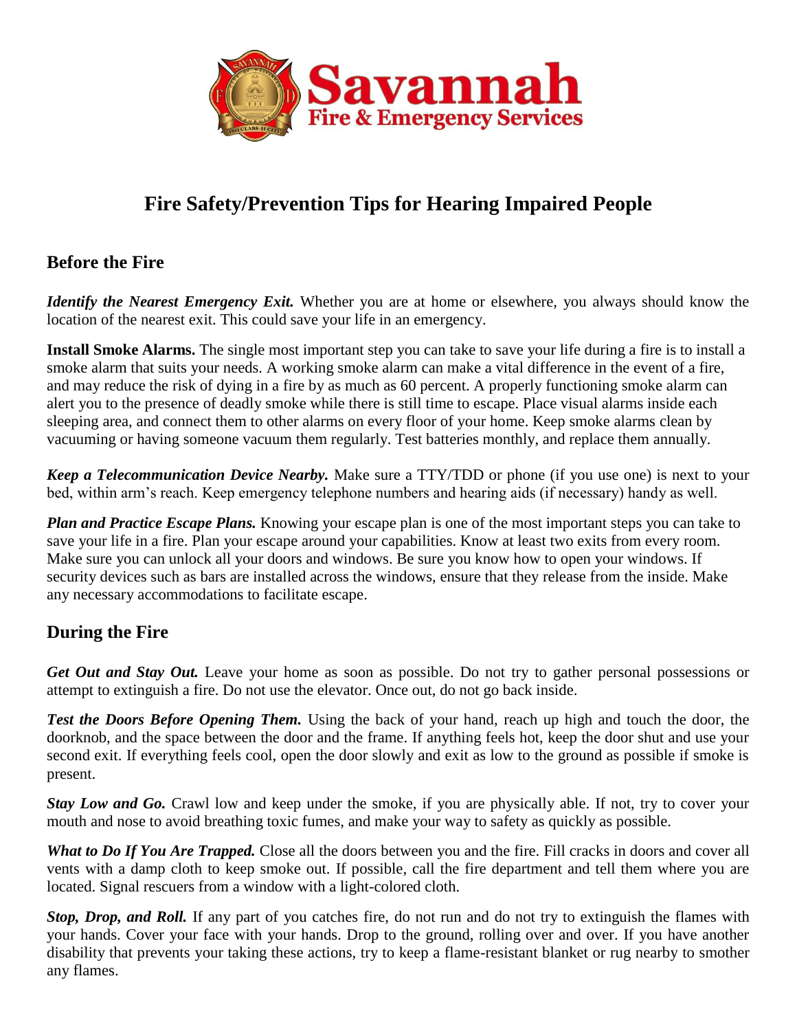# Savannah Fire & Emergency Services

## Fire Safety/Prevention Tips for Hearing Impaired People

### Before the Fire

***Identify the Nearest Emergency Exit.*** Whether you are at home or elsewhere, you always should know the location of the nearest exit. This could save your life in an emergency.

**Install Smoke Alarms.** The single most important step you can take to save your life during a fire is to install a smoke alarm that suits your needs. A working smoke alarm can make a vital difference in the event of a fire, and may reduce the risk of dying in a fire by as much as 60 percent. A properly functioning smoke alarm can alert you to the presence of deadly smoke while there is still time to escape. Place visual alarms inside each sleeping area, and connect them to other alarms on every floor of your home. Keep smoke alarms clean by vacuuming or having someone vacuum them regularly. Test batteries monthly, and replace them annually.

***Keep a Telecommunication Device Nearby.*** Make sure a TTY/TDD or phone (if you use one) is next to your bed, within arm's reach. Keep emergency telephone numbers and hearing aids (if necessary) handy as well.

***Plan and Practice Escape Plans.*** Knowing your escape plan is one of the most important steps you can take to save your life in a fire. Plan your escape around your capabilities. Know at least two exits from every room. Make sure you can unlock all your doors and windows. Be sure you know how to open your windows. If security devices such as bars are installed across the windows, ensure that they release from the inside. Make any necessary accommodations to facilitate escape.

### During the Fire

***Get Out and Stay Out.*** Leave your home as soon as possible. Do not try to gather personal possessions or attempt to extinguish a fire. Do not use the elevator. Once out, do not go back inside.

***Test the Doors Before Opening Them.*** Using the back of your hand, reach up high and touch the door, the doorknob, and the space between the door and the frame. If anything feels hot, keep the door shut and use your second exit. If everything feels cool, open the door slowly and exit as low to the ground as possible if smoke is present.

***Stay Low and Go.*** Crawl low and keep under the smoke, if you are physically able. If not, try to cover your mouth and nose to avoid breathing toxic fumes, and make your way to safety as quickly as possible.

***What to Do If You Are Trapped.*** Close all the doors between you and the fire. Fill cracks in doors and cover all vents with a damp cloth to keep smoke out. If possible, call the fire department and tell them where you are located. Signal rescuers from a window with a light-colored cloth.

***Stop, Drop, and Roll.*** If any part of you catches fire, do not run and do not try to extinguish the flames with your hands. Cover your face with your hands. Drop to the ground, rolling over and over. If you have another disability that prevents your taking these actions, try to keep a flame-resistant blanket or rug nearby to smother any flames.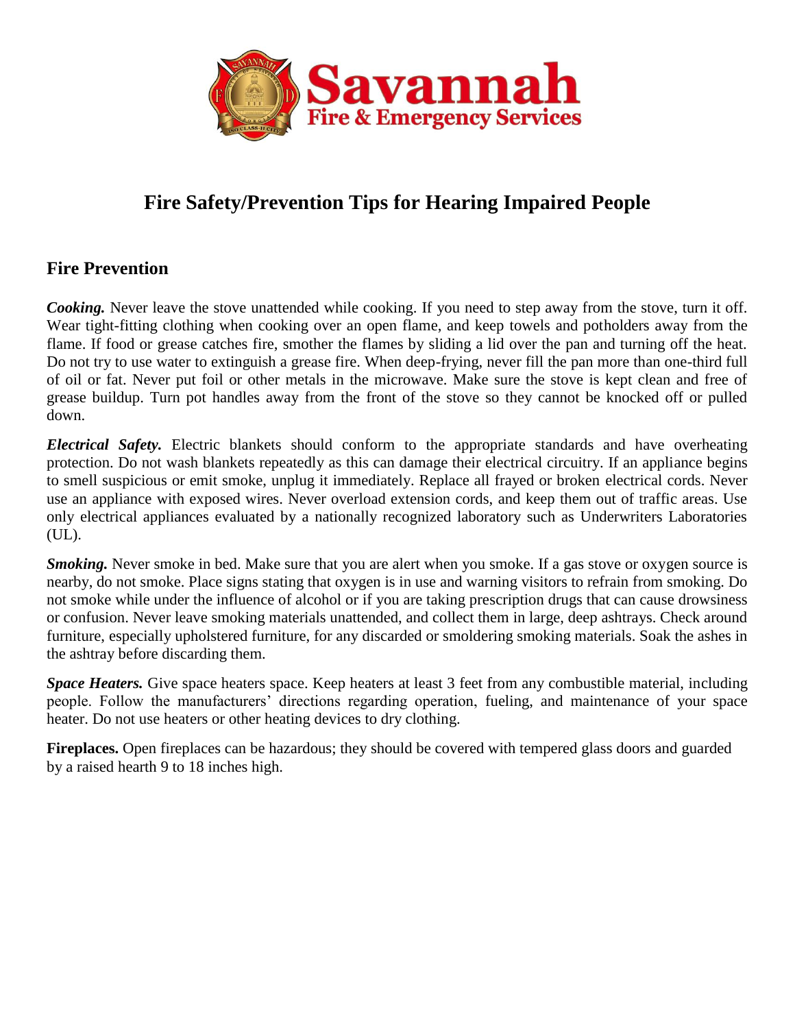Savannah
Fire & Emergency Services

# Fire Safety/Prevention Tips for Hearing Impaired People

## Fire Prevention

***Cooking.*** Never leave the stove unattended while cooking. If you need to step away from the stove, turn it off. Wear tight-fitting clothing when cooking over an open flame, and keep towels and potholders away from the flame. If food or grease catches fire, smother the flames by sliding a lid over the pan and turning off the heat. Do not try to use water to extinguish a grease fire. When deep-frying, never fill the pan more than one-third full of oil or fat. Never put foil or other metals in the microwave. Make sure the stove is kept clean and free of grease buildup. Turn pot handles away from the front of the stove so they cannot be knocked off or pulled down.

***Electrical Safety.*** Electric blankets should conform to the appropriate standards and have overheating protection. Do not wash blankets repeatedly as this can damage their electrical circuitry. If an appliance begins to smell suspicious or emit smoke, unplug it immediately. Replace all frayed or broken electrical cords. Never use an appliance with exposed wires. Never overload extension cords, and keep them out of traffic areas. Use only electrical appliances evaluated by a nationally recognized laboratory such as Underwriters Laboratories (UL).

***Smoking.*** Never smoke in bed. Make sure that you are alert when you smoke. If a gas stove or oxygen source is nearby, do not smoke. Place signs stating that oxygen is in use and warning visitors to refrain from smoking. Do not smoke while under the influence of alcohol or if you are taking prescription drugs that can cause drowsiness or confusion. Never leave smoking materials unattended, and collect them in large, deep ashtrays. Check around furniture, especially upholstered furniture, for any discarded or smoldering smoking materials. Soak the ashes in the ashtray before discarding them.

***Space Heaters.*** Give space heaters space. Keep heaters at least 3 feet from any combustible material, including people. Follow the manufacturers' directions regarding operation, fueling, and maintenance of your space heater. Do not use heaters or other heating devices to dry clothing.

**Fireplaces.** Open fireplaces can be hazardous; they should be covered with tempered glass doors and guarded by a raised hearth 9 to 18 inches high.